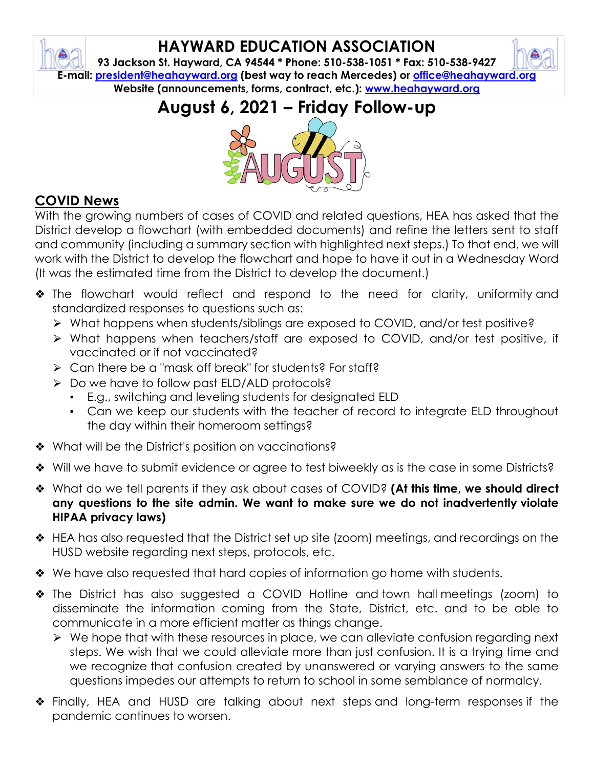# HAYWARD EDUCATION ASSOCIATION

**93 Jackson St. Hayward, CA 94544 * Phone: 510-538-1051 * Fax: 510-538-9427**

**E-mail: president@heahayward.org (best way to reach Mercedes) or office@heahayward.org**

**Website (announcements, forms, contract, etc.): www.heahayward.org**

# August 6, 2021 – Friday Follow-up

## COVID News

With the growing numbers of cases of COVID and related questions, HEA has asked that the District develop a flowchart (with embedded documents) and refine the letters sent to staff and community (including a summary section with highlighted next steps.) To that end, we will work with the District to develop the flowchart and hope to have it out in a Wednesday Word (It was the estimated time from the District to develop the document.)

- The flowchart would reflect and respond to the need for clarity, uniformity and standardized responses to questions such as:
  - What happens when students/siblings are exposed to COVID, and/or test positive?
  - What happens when teachers/staff are exposed to COVID, and/or test positive, if vaccinated or if not vaccinated?
  - Can there be a "mask off break" for students? For staff?
  - Do we have to follow past ELD/ALD protocols?
    - E.g., switching and leveling students for designated ELD
    - Can we keep our students with the teacher of record to integrate ELD throughout the day within their homeroom settings?
- What will be the District's position on vaccinations?
- Will we have to submit evidence or agree to test biweekly as is the case in some Districts?
- What do we tell parents if they ask about cases of COVID? **(At this time, we should direct any questions to the site admin. We want to make sure we do not inadvertently violate HIPAA privacy laws)**
- HEA has also requested that the District set up site (zoom) meetings, and recordings on the HUSD website regarding next steps, protocols, etc.
- We have also requested that hard copies of information go home with students.
- The District has also suggested a COVID Hotline and town hall meetings (zoom) to disseminate the information coming from the State, District, etc. and to be able to communicate in a more efficient matter as things change.
  - We hope that with these resources in place, we can alleviate confusion regarding next steps. We wish that we could alleviate more than just confusion. It is a trying time and we recognize that confusion created by unanswered or varying answers to the same questions impedes our attempts to return to school in some semblance of normalcy.
- Finally, HEA and HUSD are talking about next steps and long-term responses if the pandemic continues to worsen.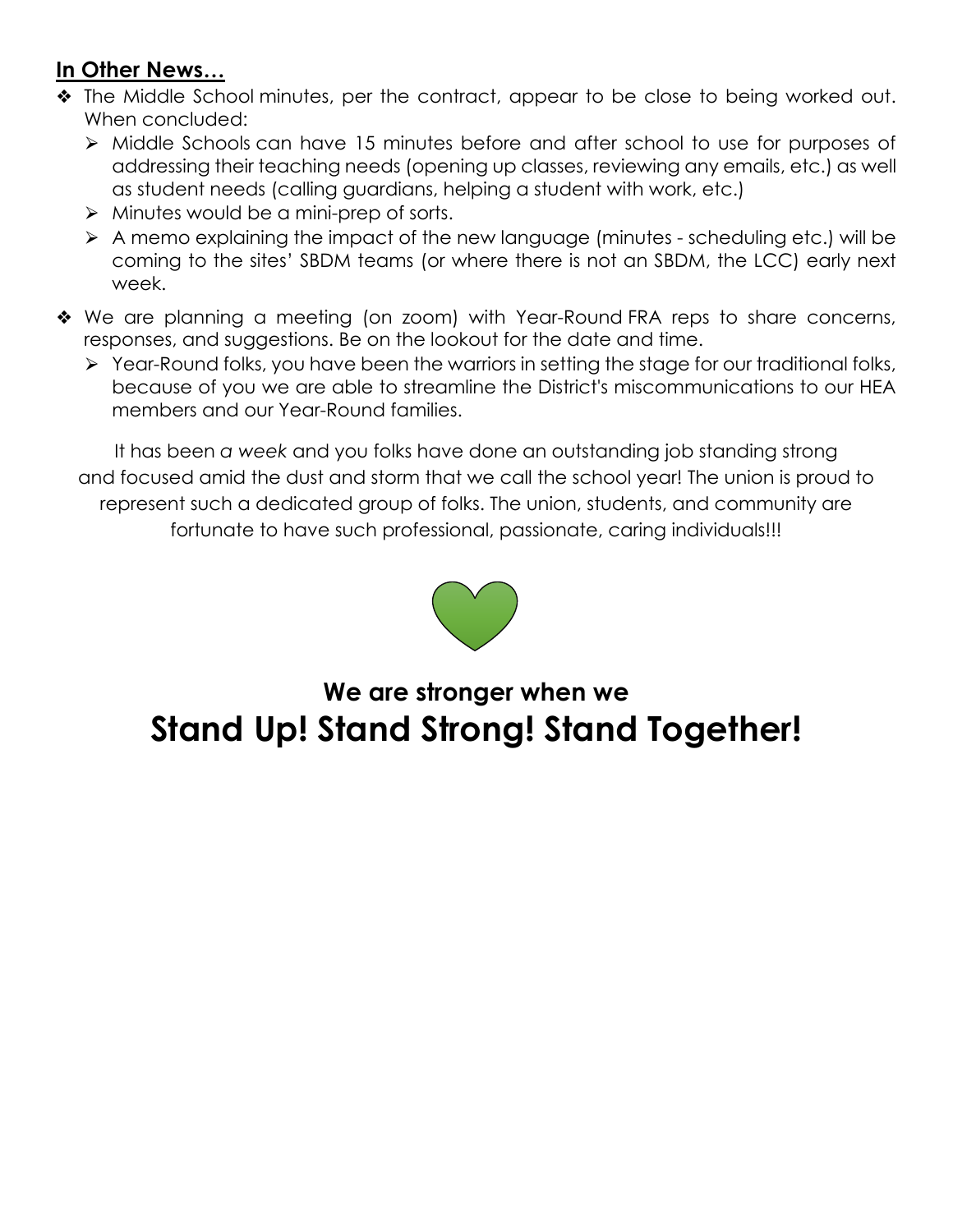## In Other News…

- The Middle School minutes, per the contract, appear to be close to being worked out. When concluded:
  - Middle Schools can have 15 minutes before and after school to use for purposes of addressing their teaching needs (opening up classes, reviewing any emails, etc.) as well as student needs (calling guardians, helping a student with work, etc.)
  - Minutes would be a mini-prep of sorts.
  - A memo explaining the impact of the new language (minutes - scheduling etc.) will be coming to the sites' SBDM teams (or where there is not an SBDM, the LCC) early next week.
- We are planning a meeting (on zoom) with Year-Round FRA reps to share concerns, responses, and suggestions. Be on the lookout for the date and time.
  - Year-Round folks, you have been the warriors in setting the stage for our traditional folks, because of you we are able to streamline the District's miscommunications to our HEA members and our Year-Round families.

It has been *a week* and you folks have done an outstanding job standing strong and focused amid the dust and storm that we call the school year! The union is proud to represent such a dedicated group of folks. The union, students, and community are fortunate to have such professional, passionate, caring individuals!!!

**We are stronger when we**

# Stand Up! Stand Strong! Stand Together!